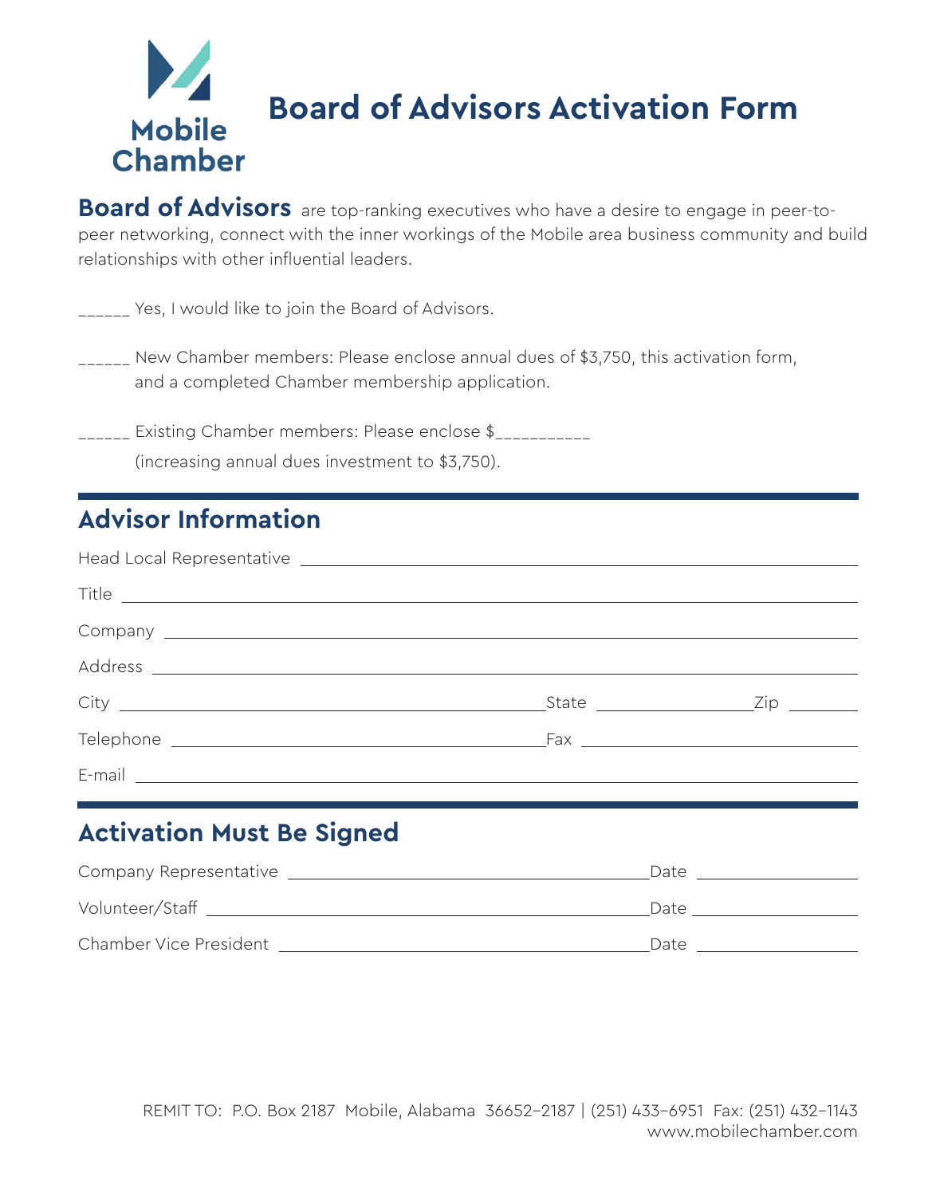Mobile Chamber

# Board of Advisors Activation Form

**Board of Advisors** are top-ranking executives who have a desire to engage in peer-to-peer networking, connect with the inner workings of the Mobile area business community and build relationships with other influential leaders.

______ Yes, I would like to join the Board of Advisors.

______ New Chamber members: Please enclose annual dues of $3,750, this activation form, and a completed Chamber membership application.

______ Existing Chamber members: Please enclose $__________ (increasing annual dues investment to $3,750).

## Advisor Information

Head Local Representative ______________________________

Title ______________________________

Company ______________________________

Address ______________________________

City ______________________ State ____________ Zip ________

Telephone ______________________ Fax ______________________

E-mail ______________________________

## Activation Must Be Signed

Company Representative ______________________ Date ____________

Volunteer/Staff ______________________ Date ____________

Chamber Vice President ______________________ Date ____________

REMIT TO: P.O. Box 2187 Mobile, Alabama 36652–2187 | (251) 433–6951 Fax: (251) 432–1143
www.mobilechamber.com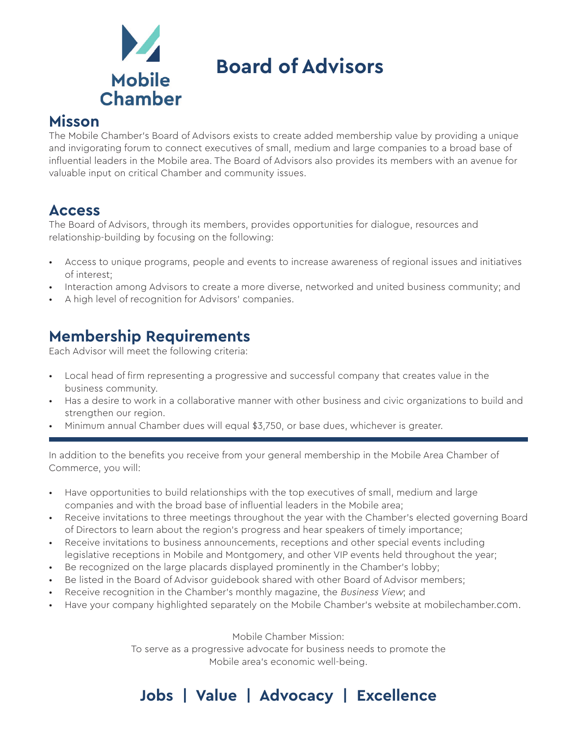Mobile Chamber

# Board of Advisors

## Misson

The Mobile Chamber's Board of Advisors exists to create added membership value by providing a unique and invigorating forum to connect executives of small, medium and large companies to a broad base of influential leaders in the Mobile area. The Board of Advisors also provides its members with an avenue for valuable input on critical Chamber and community issues.

## Access

The Board of Advisors, through its members, provides opportunities for dialogue, resources and relationship-building by focusing on the following:

- Access to unique programs, people and events to increase awareness of regional issues and initiatives of interest;
- Interaction among Advisors to create a more diverse, networked and united business community; and
- A high level of recognition for Advisors' companies.

## Membership Requirements

Each Advisor will meet the following criteria:

- Local head of firm representing a progressive and successful company that creates value in the business community.
- Has a desire to work in a collaborative manner with other business and civic organizations to build and strengthen our region.
- Minimum annual Chamber dues will equal $3,750, or base dues, whichever is greater.

---

In addition to the benefits you receive from your general membership in the Mobile Area Chamber of Commerce, you will:

- Have opportunities to build relationships with the top executives of small, medium and large companies and with the broad base of influential leaders in the Mobile area;
- Receive invitations to three meetings throughout the year with the Chamber's elected governing Board of Directors to learn about the region's progress and hear speakers of timely importance;
- Receive invitations to business announcements, receptions and other special events including legislative receptions in Mobile and Montgomery, and other VIP events held throughout the year;
- Be recognized on the large placards displayed prominently in the Chamber's lobby;
- Be listed in the Board of Advisor guidebook shared with other Board of Advisor members;
- Receive recognition in the Chamber's monthly magazine, the *Business View*; and
- Have your company highlighted separately on the Mobile Chamber's website at mobilechamber.com.

Mobile Chamber Mission:
To serve as a progressive advocate for business needs to promote the Mobile area's economic well-being.

## Jobs | Value | Advocacy | Excellence